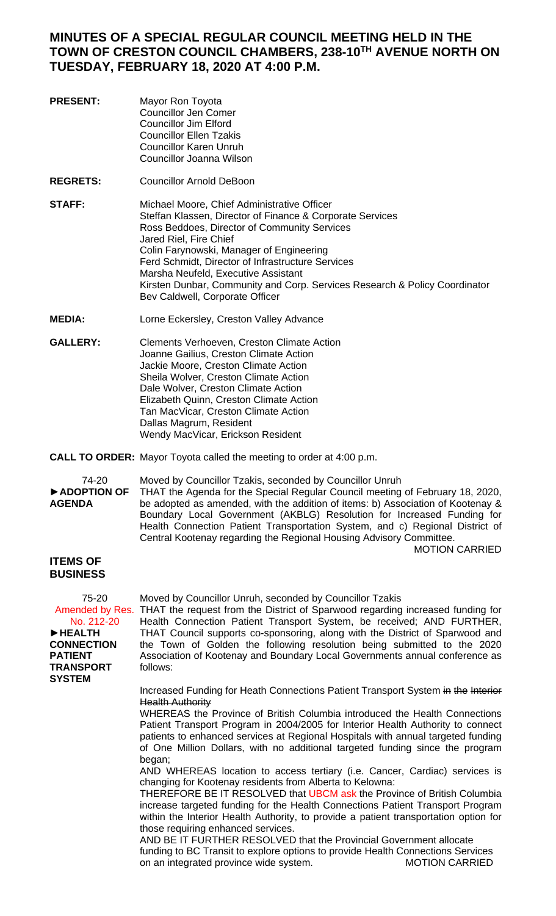# MINUTES OF A SPECIAL REGULAR COUNCIL MEETING HELD IN THE TOWN OF CRESTON COUNCIL CHAMBERS, 238-10TH AVENUE NORTH ON TUESDAY, FEBRUARY 18, 2020 AT 4:00 P.M.

**PRESENT:** Mayor Ron Toyota
Councillor Jen Comer
Councillor Jim Elford
Councillor Ellen Tzakis
Councillor Karen Unruh
Councillor Joanna Wilson

**REGRETS:** Councillor Arnold DeBoon

**STAFF:** Michael Moore, Chief Administrative Officer
Steffan Klassen, Director of Finance & Corporate Services
Ross Beddoes, Director of Community Services
Jared Riel, Fire Chief
Colin Farynowski, Manager of Engineering
Ferd Schmidt, Director of Infrastructure Services
Marsha Neufeld, Executive Assistant
Kirsten Dunbar, Community and Corp. Services Research & Policy Coordinator
Bev Caldwell, Corporate Officer

**MEDIA:** Lorne Eckersley, Creston Valley Advance

**GALLERY:** Clements Verhoeven, Creston Climate Action
Joanne Gailius, Creston Climate Action
Jackie Moore, Creston Climate Action
Sheila Wolver, Creston Climate Action
Dale Wolver, Creston Climate Action
Elizabeth Quinn, Creston Climate Action
Tan MacVicar, Creston Climate Action
Dallas Magrum, Resident
Wendy MacVicar, Erickson Resident

**CALL TO ORDER:** Mayor Toyota called the meeting to order at 4:00 p.m.

74-20
**►ADOPTION OF AGENDA**

Moved by Councillor Tzakis, seconded by Councillor Unruh
THAT the Agenda for the Special Regular Council meeting of February 18, 2020, be adopted as amended, with the addition of items: b) Association of Kootenay & Boundary Local Government (AKBLG) Resolution for Increased Funding for Health Connection Patient Transportation System, and c) Regional District of Central Kootenay regarding the Regional Housing Advisory Committee.

MOTION CARRIED

## ITEMS OF BUSINESS

75-20
Amended by Res. No. 212-20
**►HEALTH CONNECTION PATIENT TRANSPORT SYSTEM**

Moved by Councillor Unruh, seconded by Councillor Tzakis
THAT the request from the District of Sparwood regarding increased funding for Health Connection Patient Transport System, be received; AND FURTHER, THAT Council supports co-sponsoring, along with the District of Sparwood and the Town of Golden the following resolution being submitted to the 2020 Association of Kootenay and Boundary Local Governments annual conference as follows:

Increased Funding for Heath Connections Patient Transport System ~~in the Interior Health Authority~~

WHEREAS the Province of British Columbia introduced the Health Connections Patient Transport Program in 2004/2005 for Interior Health Authority to connect patients to enhanced services at Regional Hospitals with annual targeted funding of One Million Dollars, with no additional targeted funding since the program began;

AND WHEREAS location to access tertiary (i.e. Cancer, Cardiac) services is changing for Kootenay residents from Alberta to Kelowna:

THEREFORE BE IT RESOLVED that UBCM ask the Province of British Columbia increase targeted funding for the Health Connections Patient Transport Program within the Interior Health Authority, to provide a patient transportation option for those requiring enhanced services.

AND BE IT FURTHER RESOLVED that the Provincial Government allocate funding to BC Transit to explore options to provide Health Connections Services on an integrated province wide system.

MOTION CARRIED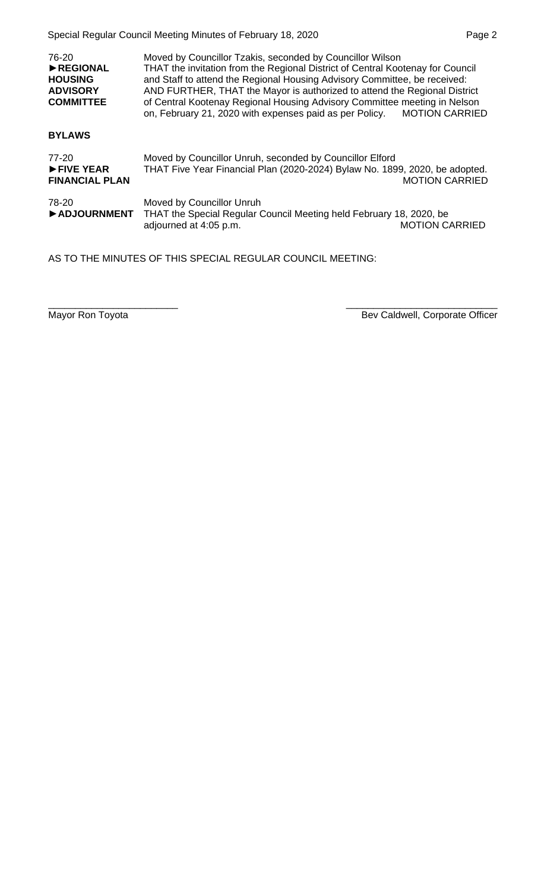76-20 **►REGIONAL HOUSING ADVISORY COMMITTEE**

Moved by Councillor Tzakis, seconded by Councillor Wilson
THAT the invitation from the Regional District of Central Kootenay for Council and Staff to attend the Regional Housing Advisory Committee, be received:
AND FURTHER, THAT the Mayor is authorized to attend the Regional District of Central Kootenay Regional Housing Advisory Committee meeting in Nelson on, February 21, 2020 with expenses paid as per Policy. MOTION CARRIED

## BYLAWS

77-20 **►FIVE YEAR FINANCIAL PLAN**

Moved by Councillor Unruh, seconded by Councillor Elford
THAT Five Year Financial Plan (2020-2024) Bylaw No. 1899, 2020, be adopted.
MOTION CARRIED

78-20 **►ADJOURNMENT**

Moved by Councillor Unruh
THAT the Special Regular Council Meeting held February 18, 2020, be adjourned at 4:05 p.m. MOTION CARRIED

AS TO THE MINUTES OF THIS SPECIAL REGULAR COUNCIL MEETING:

\_\_\_\_\_\_\_\_\_\_\_\_\_\_\_\_\_\_\_\_\_\_\_\_
Mayor Ron Toyota

\_\_\_\_\_\_\_\_\_\_\_\_\_\_\_\_\_\_\_\_\_\_\_\_
Bev Caldwell, Corporate Officer